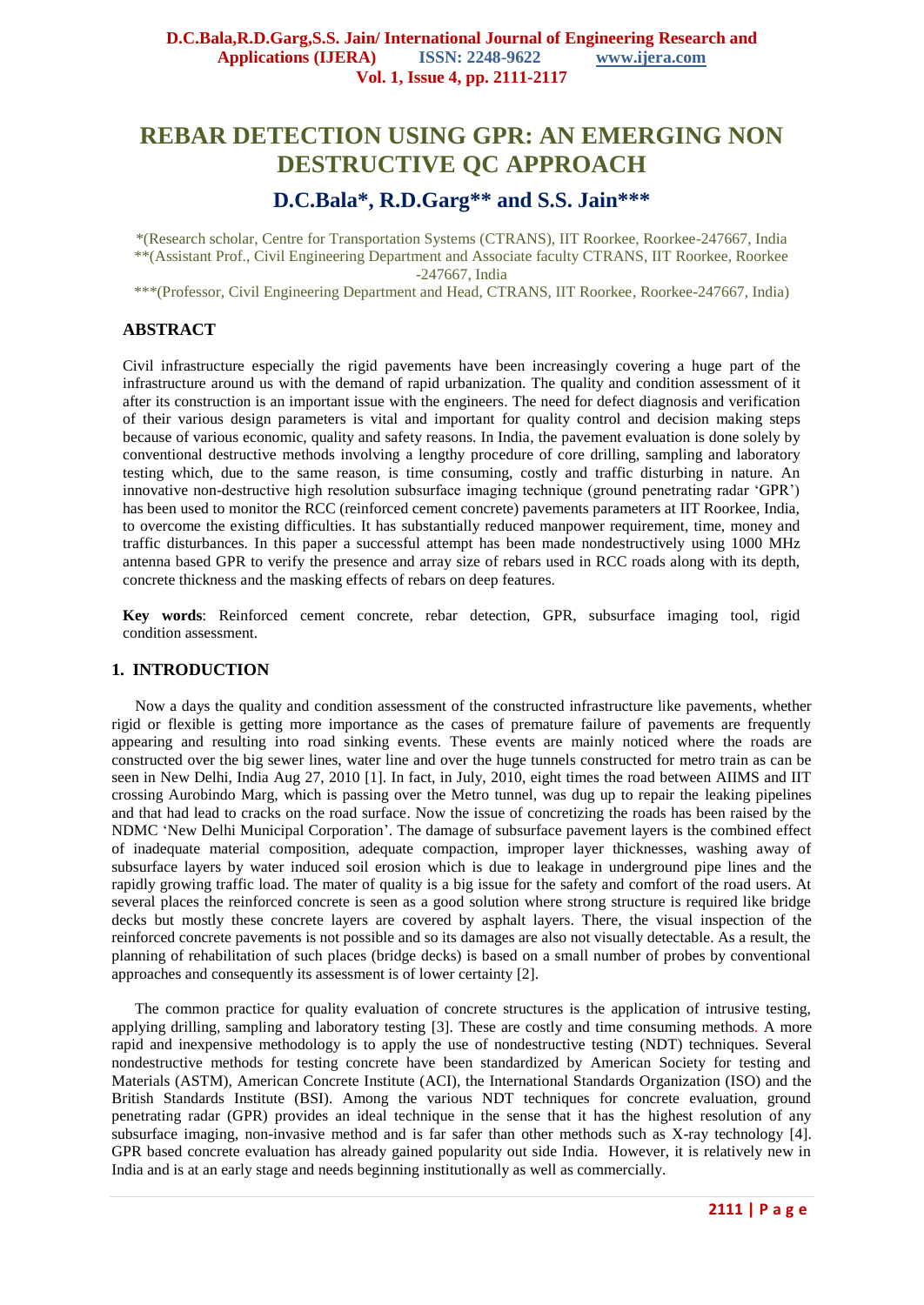# REBAR DETECTION USING GPR: AN EMERGING NON DESTRUCTIVE QC APPROACH

## D.C.Bala*, R.D.Garg** and S.S. Jain***

*(Research scholar, Centre for Transportation Systems (CTRANS), IIT Roorkee, Roorkee-247667, India
**(Assistant Prof., Civil Engineering Department and Associate faculty CTRANS, IIT Roorkee, Roorkee -247667, India
***(Professor, Civil Engineering Department and Head, CTRANS, IIT Roorkee, Roorkee-247667, India)

### ABSTRACT

Civil infrastructure especially the rigid pavements have been increasingly covering a huge part of the infrastructure around us with the demand of rapid urbanization. The quality and condition assessment of it after its construction is an important issue with the engineers. The need for defect diagnosis and verification of their various design parameters is vital and important for quality control and decision making steps because of various economic, quality and safety reasons. In India, the pavement evaluation is done solely by conventional destructive methods involving a lengthy procedure of core drilling, sampling and laboratory testing which, due to the same reason, is time consuming, costly and traffic disturbing in nature. An innovative non-destructive high resolution subsurface imaging technique (ground penetrating radar 'GPR') has been used to monitor the RCC (reinforced cement concrete) pavements parameters at IIT Roorkee, India, to overcome the existing difficulties. It has substantially reduced manpower requirement, time, money and traffic disturbances. In this paper a successful attempt has been made nondestructively using 1000 MHz antenna based GPR to verify the presence and array size of rebars used in RCC roads along with its depth, concrete thickness and the masking effects of rebars on deep features.

**Key words**: Reinforced cement concrete, rebar detection, GPR, subsurface imaging tool, rigid condition assessment.

## 1. INTRODUCTION

Now a days the quality and condition assessment of the constructed infrastructure like pavements, whether rigid or flexible is getting more importance as the cases of premature failure of pavements are frequently appearing and resulting into road sinking events. These events are mainly noticed where the roads are constructed over the big sewer lines, water line and over the huge tunnels constructed for metro train as can be seen in New Delhi, India Aug 27, 2010 [1]. In fact, in July, 2010, eight times the road between AIIMS and IIT crossing Aurobindo Marg, which is passing over the Metro tunnel, was dug up to repair the leaking pipelines and that had lead to cracks on the road surface. Now the issue of concretizing the roads has been raised by the NDMC 'New Delhi Municipal Corporation'. The damage of subsurface pavement layers is the combined effect of inadequate material composition, adequate compaction, improper layer thicknesses, washing away of subsurface layers by water induced soil erosion which is due to leakage in underground pipe lines and the rapidly growing traffic load. The mater of quality is a big issue for the safety and comfort of the road users. At several places the reinforced concrete is seen as a good solution where strong structure is required like bridge decks but mostly these concrete layers are covered by asphalt layers. There, the visual inspection of the reinforced concrete pavements is not possible and so its damages are also not visually detectable. As a result, the planning of rehabilitation of such places (bridge decks) is based on a small number of probes by conventional approaches and consequently its assessment is of lower certainty [2].

The common practice for quality evaluation of concrete structures is the application of intrusive testing, applying drilling, sampling and laboratory testing [3]. These are costly and time consuming methods. A more rapid and inexpensive methodology is to apply the use of nondestructive testing (NDT) techniques. Several nondestructive methods for testing concrete have been standardized by American Society for testing and Materials (ASTM), American Concrete Institute (ACI), the International Standards Organization (ISO) and the British Standards Institute (BSI). Among the various NDT techniques for concrete evaluation, ground penetrating radar (GPR) provides an ideal technique in the sense that it has the highest resolution of any subsurface imaging, non-invasive method and is far safer than other methods such as X-ray technology [4]. GPR based concrete evaluation has already gained popularity out side India. However, it is relatively new in India and is at an early stage and needs beginning institutionally as well as commercially.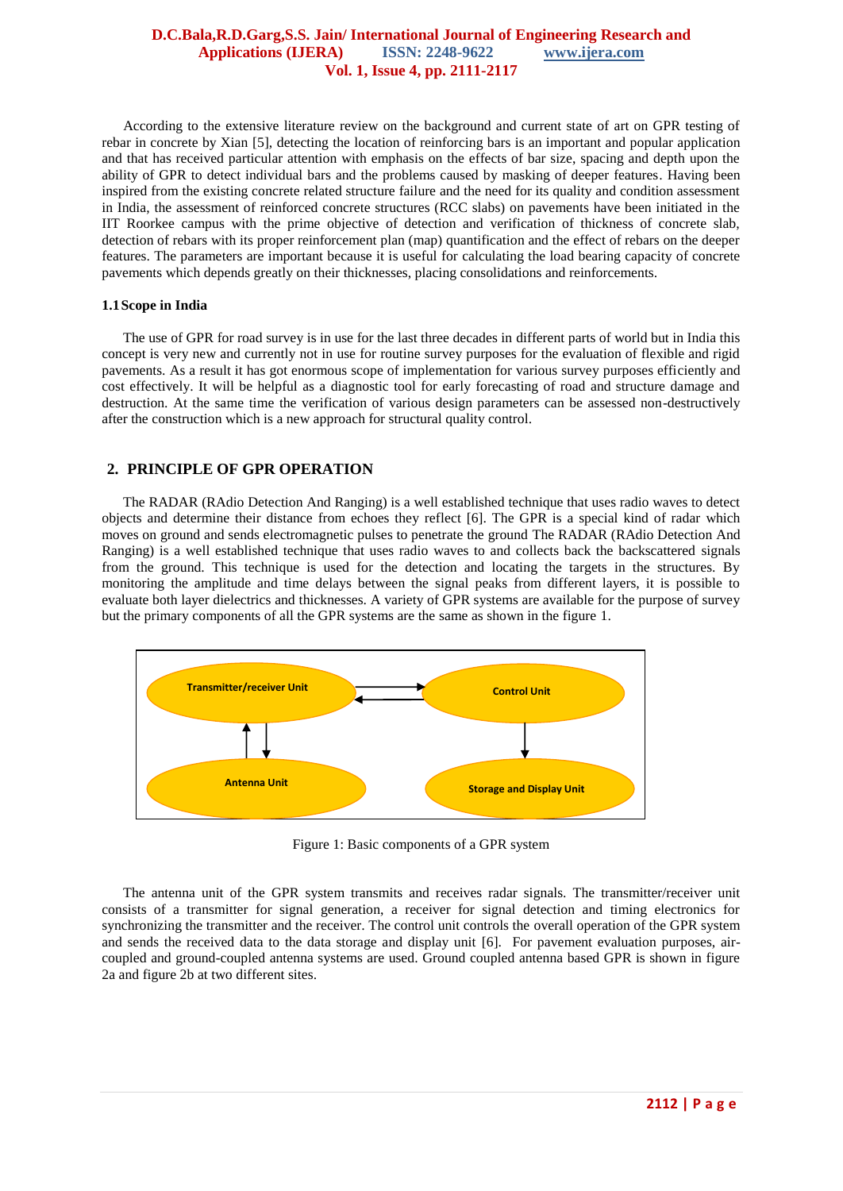According to the extensive literature review on the background and current state of art on GPR testing of rebar in concrete by Xian [5], detecting the location of reinforcing bars is an important and popular application and that has received particular attention with emphasis on the effects of bar size, spacing and depth upon the ability of GPR to detect individual bars and the problems caused by masking of deeper features. Having been inspired from the existing concrete related structure failure and the need for its quality and condition assessment in India, the assessment of reinforced concrete structures (RCC slabs) on pavements have been initiated in the IIT Roorkee campus with the prime objective of detection and verification of thickness of concrete slab, detection of rebars with its proper reinforcement plan (map) quantification and the effect of rebars on the deeper features. The parameters are important because it is useful for calculating the load bearing capacity of concrete pavements which depends greatly on their thicknesses, placing consolidations and reinforcements.

### 1.1 Scope in India

The use of GPR for road survey is in use for the last three decades in different parts of world but in India this concept is very new and currently not in use for routine survey purposes for the evaluation of flexible and rigid pavements. As a result it has got enormous scope of implementation for various survey purposes efficiently and cost effectively. It will be helpful as a diagnostic tool for early forecasting of road and structure damage and destruction. At the same time the verification of various design parameters can be assessed non-destructively after the construction which is a new approach for structural quality control.

## 2. PRINCIPLE OF GPR OPERATION

The RADAR (RAdio Detection And Ranging) is a well established technique that uses radio waves to detect objects and determine their distance from echoes they reflect [6]. The GPR is a special kind of radar which moves on ground and sends electromagnetic pulses to penetrate the ground The RADAR (RAdio Detection And Ranging) is a well established technique that uses radio waves to and collects back the backscattered signals from the ground. This technique is used for the detection and locating the targets in the structures. By monitoring the amplitude and time delays between the signal peaks from different layers, it is possible to evaluate both layer dielectrics and thicknesses. A variety of GPR systems are available for the purpose of survey but the primary components of all the GPR systems are the same as shown in the figure 1.

Transmitter/receiver Unit ⇄ Control Unit

Antenna Unit ⇅ Transmitter/receiver Unit

Control Unit → Storage and Display Unit

Figure 1: Basic components of a GPR system

The antenna unit of the GPR system transmits and receives radar signals. The transmitter/receiver unit consists of a transmitter for signal generation, a receiver for signal detection and timing electronics for synchronizing the transmitter and the receiver. The control unit controls the overall operation of the GPR system and sends the received data to the data storage and display unit [6]. For pavement evaluation purposes, air-coupled and ground-coupled antenna systems are used. Ground coupled antenna based GPR is shown in figure 2a and figure 2b at two different sites.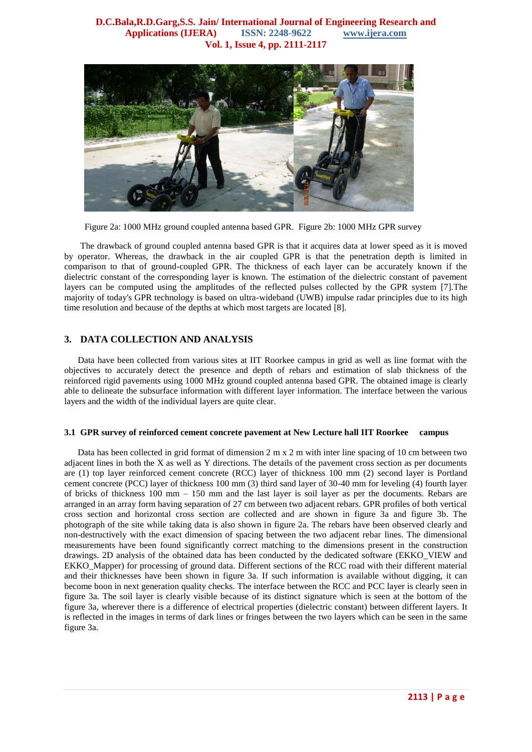Figure 2a: 1000 MHz ground coupled antenna based GPR.  Figure 2b: 1000 MHz GPR survey

The drawback of ground coupled antenna based GPR is that it acquires data at lower speed as it is moved by operator. Whereas, the drawback in the air coupled GPR is that the penetration depth is limited in comparison to that of ground-coupled GPR. The thickness of each layer can be accurately known if the dielectric constant of the corresponding layer is known. The estimation of the dielectric constant of pavement layers can be computed using the amplitudes of the reflected pulses collected by the GPR system [7].The majority of today's GPR technology is based on ultra-wideband (UWB) impulse radar principles due to its high time resolution and because of the depths at which most targets are located [8].

## 3. DATA COLLECTION AND ANALYSIS

Data have been collected from various sites at IIT Roorkee campus in grid as well as line format with the objectives to accurately detect the presence and depth of rebars and estimation of slab thickness of the reinforced rigid pavements using 1000 MHz ground coupled antenna based GPR. The obtained image is clearly able to delineate the subsurface information with different layer information. The interface between the various layers and the width of the individual layers are quite clear.

### 3.1 GPR survey of reinforced cement concrete pavement at New Lecture hall IIT Roorkee campus

Data has been collected in grid format of dimension 2 m x 2 m with inter line spacing of 10 cm between two adjacent lines in both the X as well as Y directions. The details of the pavement cross section as per documents are (1) top layer reinforced cement concrete (RCC) layer of thickness 100 mm (2) second layer is Portland cement concrete (PCC) layer of thickness 100 mm (3) third sand layer of 30-40 mm for leveling (4) fourth layer of bricks of thickness 100 mm – 150 mm and the last layer is soil layer as per the documents. Rebars are arranged in an array form having separation of 27 cm between two adjacent rebars. GPR profiles of both vertical cross section and horizontal cross section are collected and are shown in figure 3a and figure 3b. The photograph of the site while taking data is also shown in figure 2a. The rebars have been observed clearly and non-destructively with the exact dimension of spacing between the two adjacent rebar lines. The dimensional measurements have been found significantly correct matching to the dimensions present in the construction drawings. 2D analysis of the obtained data has been conducted by the dedicated software (EKKO_VIEW and EKKO_Mapper) for processing of ground data. Different sections of the RCC road with their different material and their thicknesses have been shown in figure 3a. If such information is available without digging, it can become boon in next generation quality checks. The interface between the RCC and PCC layer is clearly seen in figure 3a. The soil layer is clearly visible because of its distinct signature which is seen at the bottom of the figure 3a, wherever there is a difference of electrical properties (dielectric constant) between different layers. It is reflected in the images in terms of dark lines or fringes between the two layers which can be seen in the same figure 3a.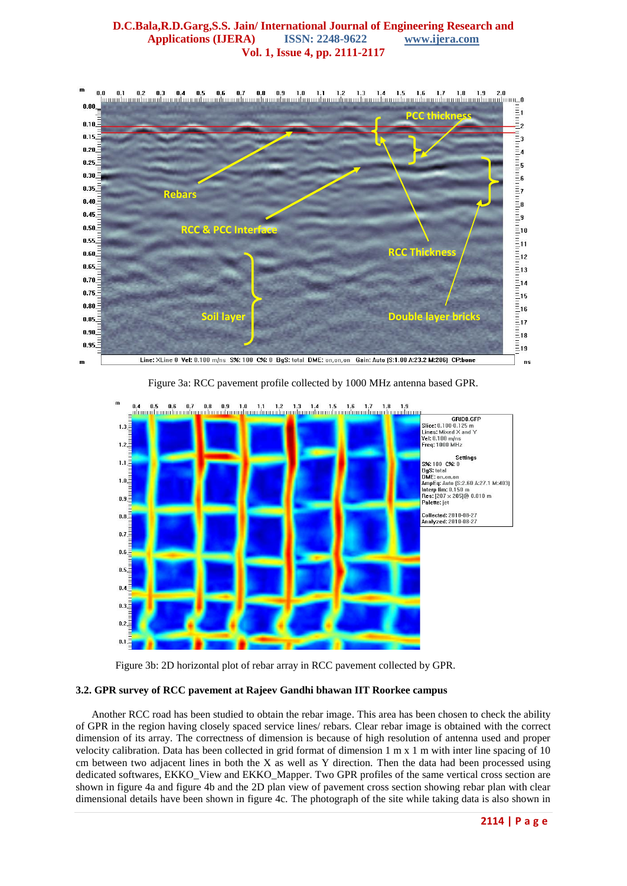Figure 3a: RCC pavement profile collected by 1000 MHz antenna based GPR.

Figure 3b: 2D horizontal plot of rebar array in RCC pavement collected by GPR.

### 3.2. GPR survey of RCC pavement at Rajeev Gandhi bhawan IIT Roorkee campus

Another RCC road has been studied to obtain the rebar image. This area has been chosen to check the ability of GPR in the region having closely spaced service lines/ rebars. Clear rebar image is obtained with the correct dimension of its array. The correctness of dimension is because of high resolution of antenna used and proper velocity calibration. Data has been collected in grid format of dimension 1 m x 1 m with inter line spacing of 10 cm between two adjacent lines in both the X as well as Y direction. Then the data had been processed using dedicated softwares, EKKO_View and EKKO_Mapper. Two GPR profiles of the same vertical cross section are shown in figure 4a and figure 4b and the 2D plan view of pavement cross section showing rebar plan with clear dimensional details have been shown in figure 4c. The photograph of the site while taking data is also shown in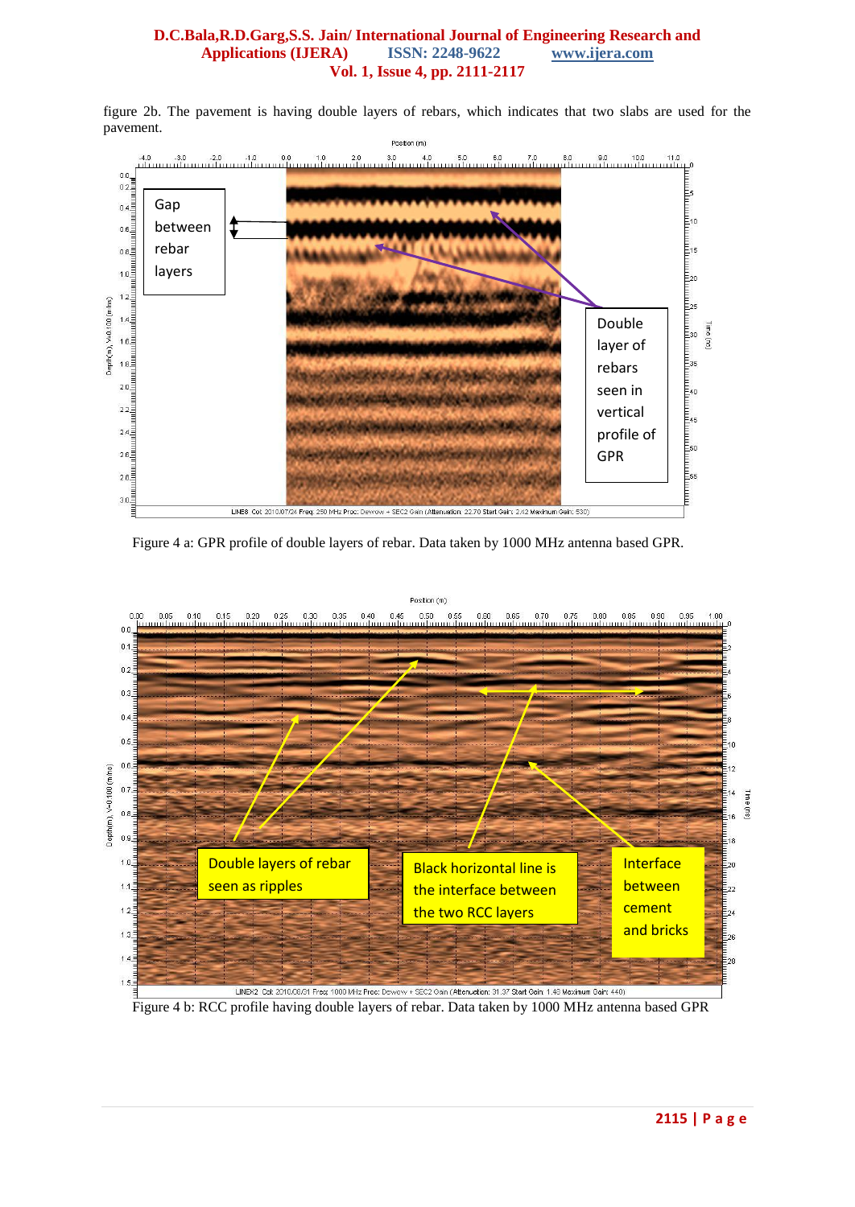figure 2b. The pavement is having double layers of rebars, which indicates that two slabs are used for the pavement.

Figure 4 a: GPR profile of double layers of rebar. Data taken by 1000 MHz antenna based GPR.

Figure 4 b: RCC profile having double layers of rebar. Data taken by 1000 MHz antenna based GPR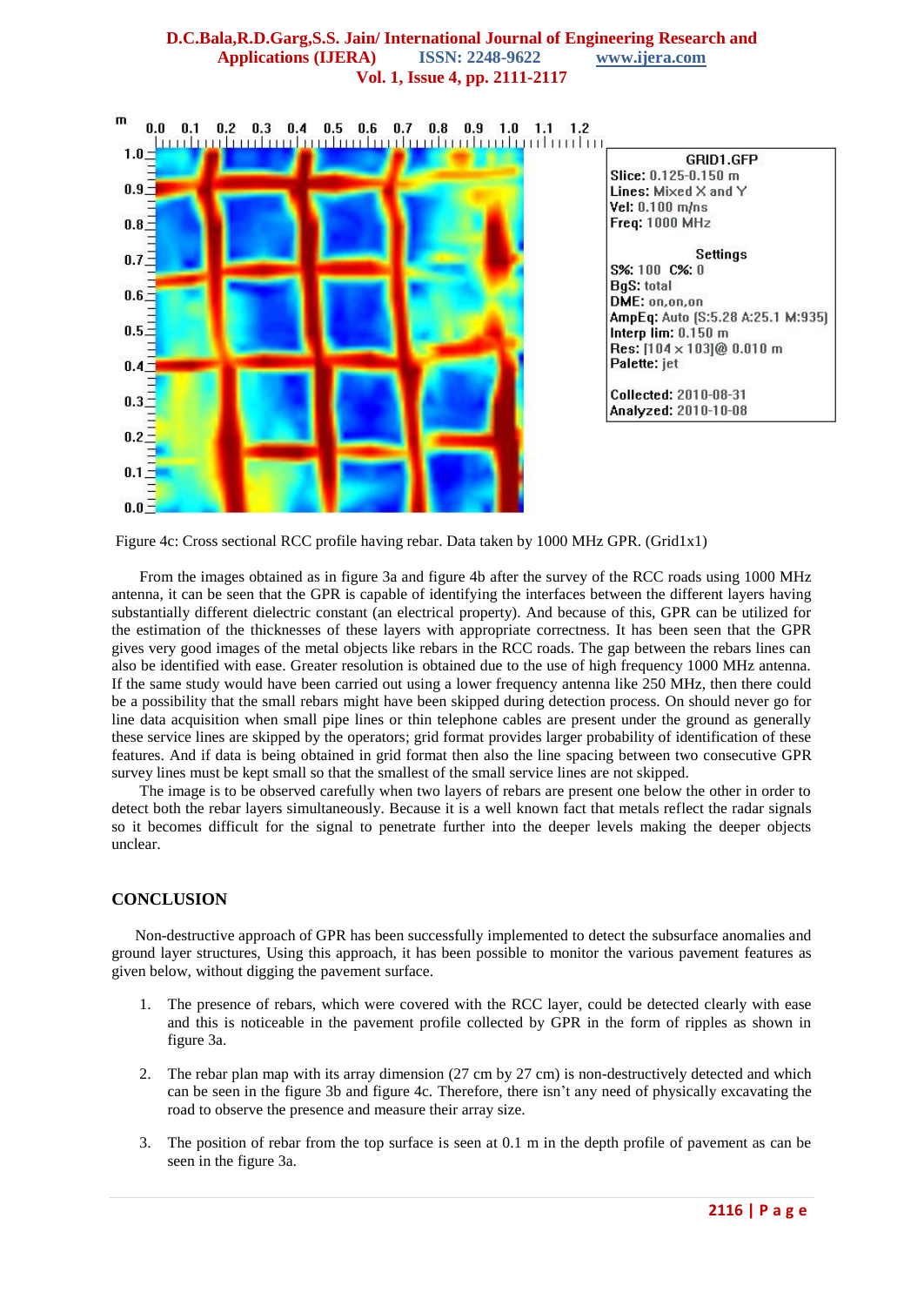Figure 4c: Cross sectional RCC profile having rebar. Data taken by 1000 MHz GPR. (Grid1x1)

From the images obtained as in figure 3a and figure 4b after the survey of the RCC roads using 1000 MHz antenna, it can be seen that the GPR is capable of identifying the interfaces between the different layers having substantially different dielectric constant (an electrical property). And because of this, GPR can be utilized for the estimation of the thicknesses of these layers with appropriate correctness. It has been seen that the GPR gives very good images of the metal objects like rebars in the RCC roads. The gap between the rebars lines can also be identified with ease. Greater resolution is obtained due to the use of high frequency 1000 MHz antenna. If the same study would have been carried out using a lower frequency antenna like 250 MHz, then there could be a possibility that the small rebars might have been skipped during detection process. On should never go for line data acquisition when small pipe lines or thin telephone cables are present under the ground as generally these service lines are skipped by the operators; grid format provides larger probability of identification of these features. And if data is being obtained in grid format then also the line spacing between two consecutive GPR survey lines must be kept small so that the smallest of the small service lines are not skipped.

The image is to be observed carefully when two layers of rebars are present one below the other in order to detect both the rebar layers simultaneously. Because it is a well known fact that metals reflect the radar signals so it becomes difficult for the signal to penetrate further into the deeper levels making the deeper objects unclear.

## CONCLUSION

Non-destructive approach of GPR has been successfully implemented to detect the subsurface anomalies and ground layer structures, Using this approach, it has been possible to monitor the various pavement features as given below, without digging the pavement surface.

1. The presence of rebars, which were covered with the RCC layer, could be detected clearly with ease and this is noticeable in the pavement profile collected by GPR in the form of ripples as shown in figure 3a.

2. The rebar plan map with its array dimension (27 cm by 27 cm) is non-destructively detected and which can be seen in the figure 3b and figure 4c. Therefore, there isn't any need of physically excavating the road to observe the presence and measure their array size.

3. The position of rebar from the top surface is seen at 0.1 m in the depth profile of pavement as can be seen in the figure 3a.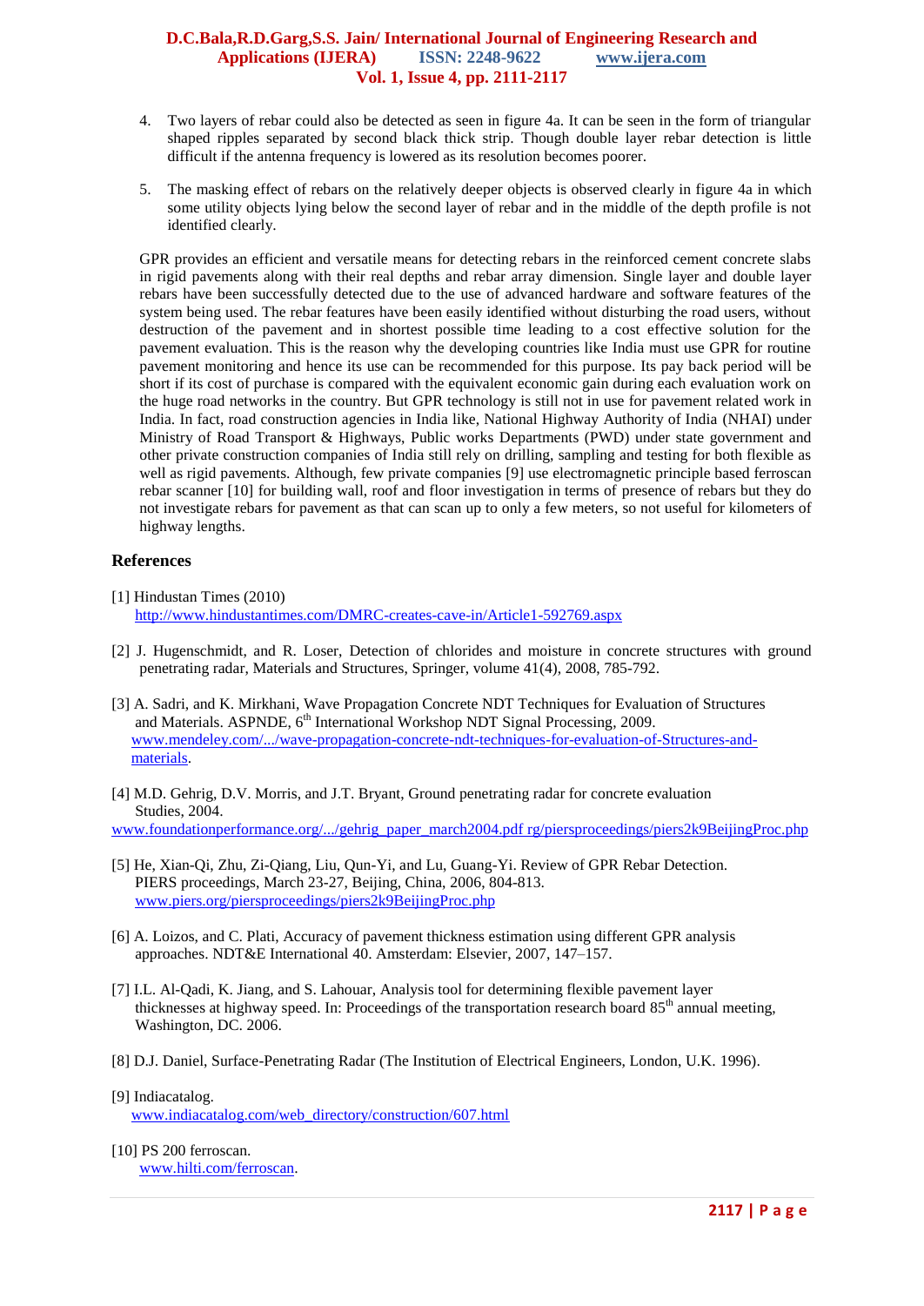4. Two layers of rebar could also be detected as seen in figure 4a. It can be seen in the form of triangular shaped ripples separated by second black thick strip. Though double layer rebar detection is little difficult if the antenna frequency is lowered as its resolution becomes poorer.

5. The masking effect of rebars on the relatively deeper objects is observed clearly in figure 4a in which some utility objects lying below the second layer of rebar and in the middle of the depth profile is not identified clearly.

GPR provides an efficient and versatile means for detecting rebars in the reinforced cement concrete slabs in rigid pavements along with their real depths and rebar array dimension. Single layer and double layer rebars have been successfully detected due to the use of advanced hardware and software features of the system being used. The rebar features have been easily identified without disturbing the road users, without destruction of the pavement and in shortest possible time leading to a cost effective solution for the pavement evaluation. This is the reason why the developing countries like India must use GPR for routine pavement monitoring and hence its use can be recommended for this purpose. Its pay back period will be short if its cost of purchase is compared with the equivalent economic gain during each evaluation work on the huge road networks in the country. But GPR technology is still not in use for pavement related work in India. In fact, road construction agencies in India like, National Highway Authority of India (NHAI) under Ministry of Road Transport & Highways, Public works Departments (PWD) under state government and other private construction companies of India still rely on drilling, sampling and testing for both flexible as well as rigid pavements. Although, few private companies [9] use electromagnetic principle based ferroscan rebar scanner [10] for building wall, roof and floor investigation in terms of presence of rebars but they do not investigate rebars for pavement as that can scan up to only a few meters, so not useful for kilometers of highway lengths.

## References

[1] Hindustan Times (2010)
http://www.hindustantimes.com/DMRC-creates-cave-in/Article1-592769.aspx

[2] J. Hugenschmidt, and R. Loser, Detection of chlorides and moisture in concrete structures with ground penetrating radar, Materials and Structures, Springer, volume 41(4), 2008, 785-792.

[3] A. Sadri, and K. Mirkhani, Wave Propagation Concrete NDT Techniques for Evaluation of Structures and Materials. ASPNDE, 6th International Workshop NDT Signal Processing, 2009.
www.mendeley.com/.../wave-propagation-concrete-ndt-techniques-for-evaluation-of-Structures-and-materials.

[4] M.D. Gehrig, D.V. Morris, and J.T. Bryant, Ground penetrating radar for concrete evaluation Studies, 2004.
www.foundationperformance.org/.../gehrig_paper_march2004.pdf rg/piersproceedings/piers2k9BeijingProc.php

[5] He, Xian-Qi, Zhu, Zi-Qiang, Liu, Qun-Yi, and Lu, Guang-Yi. Review of GPR Rebar Detection. PIERS proceedings, March 23-27, Beijing, China, 2006, 804-813.
www.piers.org/piersproceedings/piers2k9BeijingProc.php

[6] A. Loizos, and C. Plati, Accuracy of pavement thickness estimation using different GPR analysis approaches. NDT&E International 40. Amsterdam: Elsevier, 2007, 147–157.

[7] I.L. Al-Qadi, K. Jiang, and S. Lahouar, Analysis tool for determining flexible pavement layer thicknesses at highway speed. In: Proceedings of the transportation research board 85th annual meeting, Washington, DC. 2006.

[8] D.J. Daniel, Surface-Penetrating Radar (The Institution of Electrical Engineers, London, U.K. 1996).

[9] Indiacatalog.
www.indiacatalog.com/web_directory/construction/607.html

[10] PS 200 ferroscan.
www.hilti.com/ferroscan.